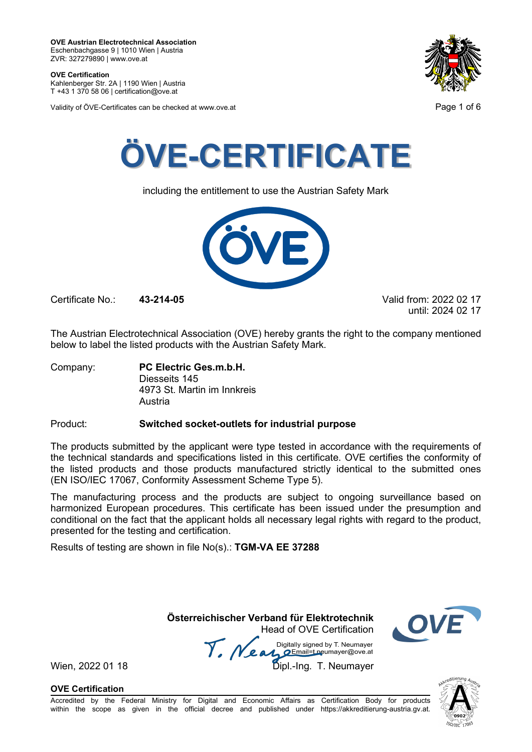**OVE Austrian Electrotechnical Association**
Eschenbachgasse 9 | 1010 Wien | Austria
ZVR: 327279890 | www.ove.at

**OVE Certification**
Kahlenberger Str. 2A | 1190 Wien | Austria
T +43 1 370 58 06 | certification@ove.at

Validity of ÖVE-Certificates can be checked at www.ove.at

# ÖVE-CERTIFICATE

including the entitlement to use the Austrian Safety Mark

Certificate No.: **43-214-05**

Valid from: 2022 02 17
until: 2024 02 17

The Austrian Electrotechnical Association (OVE) hereby grants the right to the company mentioned below to label the listed products with the Austrian Safety Mark.

Company: **PC Electric Ges.m.b.H.**
Diesseits 145
4973 St. Martin im Innkreis
Austria

Product: **Switched socket-outlets for industrial purpose**

The products submitted by the applicant were type tested in accordance with the requirements of the technical standards and specifications listed in this certificate. OVE certifies the conformity of the listed products and those products manufactured strictly identical to the submitted ones (EN ISO/IEC 17067, Conformity Assessment Scheme Type 5).

The manufacturing process and the products are subject to ongoing surveillance based on harmonized European procedures. This certificate has been issued under the presumption and conditional on the fact that the applicant holds all necessary legal rights with regard to the product, presented for the testing and certification.

Results of testing are shown in file No(s).: **TGM-VA EE 37288**

**Österreichischer Verband für Elektrotechnik**
Head of OVE Certification

Digitally signed by T. Neumayer
Email=t.neumayer@ove.at

Wien, 2022 01 18

Dipl.-Ing. T. Neumayer

**OVE Certification**

Accredited by the Federal Ministry for Digital and Economic Affairs as Certification Body for products within the scope as given in the official decree and published under https://akkreditierung-austria.gv.at.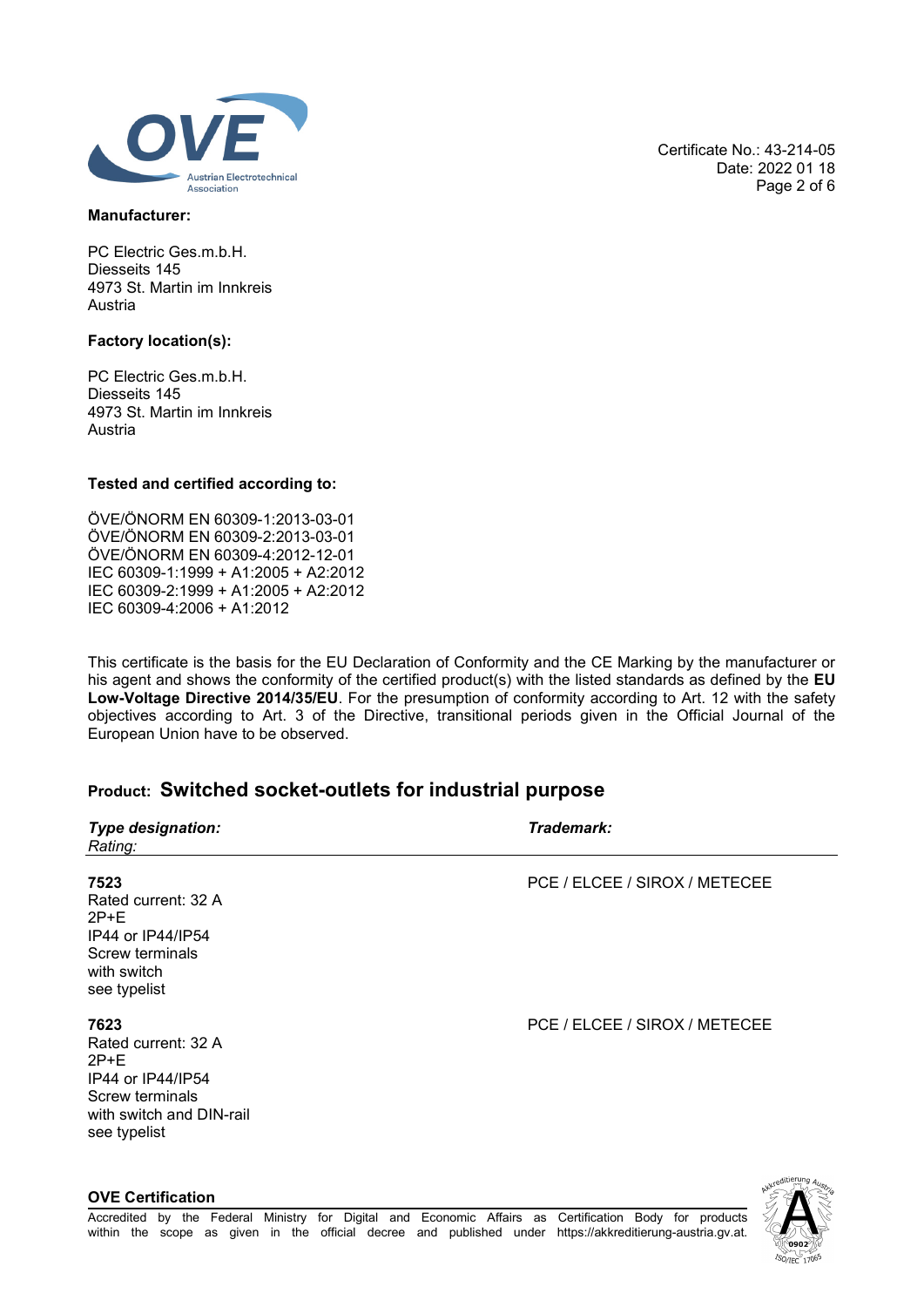Certificate No.: 43-214-05
Date: 2022 01 18

**Manufacturer:**

PC Electric Ges.m.b.H.
Diesseits 145
4973 St. Martin im Innkreis
Austria

**Factory location(s):**

PC Electric Ges.m.b.H.
Diesseits 145
4973 St. Martin im Innkreis
Austria

**Tested and certified according to:**

ÖVE/ÖNORM EN 60309-1:2013-03-01
ÖVE/ÖNORM EN 60309-2:2013-03-01
ÖVE/ÖNORM EN 60309-4:2012-12-01
IEC 60309-1:1999 + A1:2005 + A2:2012
IEC 60309-2:1999 + A1:2005 + A2:2012
IEC 60309-4:2006 + A1:2012

This certificate is the basis for the EU Declaration of Conformity and the CE Marking by the manufacturer or his agent and shows the conformity of the certified product(s) with the listed standards as defined by the **EU Low-Voltage Directive 2014/35/EU**. For the presumption of conformity according to Art. 12 with the safety objectives according to Art. 3 of the Directive, transitional periods given in the Official Journal of the European Union have to be observed.

## Product: Switched socket-outlets for industrial purpose

| *Type designation:* *Rating:* | *Trademark:* |
|---|---|
| **7523** Rated current: 32 A 2P+E IP44 or IP44/IP54 Screw terminals with switch see typelist | PCE / ELCEE / SIROX / METECEE |
| **7623** Rated current: 32 A 2P+E IP44 or IP44/IP54 Screw terminals with switch and DIN-rail see typelist | PCE / ELCEE / SIROX / METECEE |

**OVE Certification**

Accredited by the Federal Ministry for Digital and Economic Affairs as Certification Body for products within the scope as given in the official decree and published under https://akkreditierung-austria.gv.at.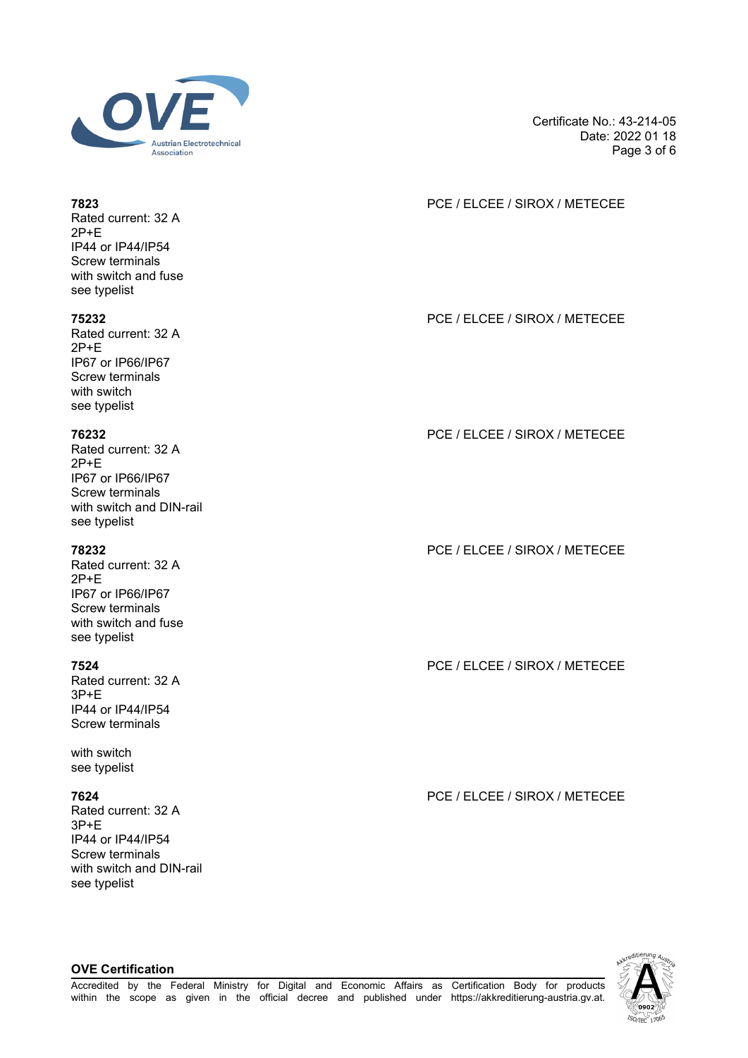**7823**
Rated current: 32 A
2P+E
IP44 or IP44/IP54
Screw terminals
with switch and fuse
see typelist

PCE / ELCEE / SIROX / METECEE

**75232**
Rated current: 32 A
2P+E
IP67 or IP66/IP67
Screw terminals
with switch
see typelist

PCE / ELCEE / SIROX / METECEE

**76232**
Rated current: 32 A
2P+E
IP67 or IP66/IP67
Screw terminals
with switch and DIN-rail
see typelist

PCE / ELCEE / SIROX / METECEE

**78232**
Rated current: 32 A
2P+E
IP67 or IP66/IP67
Screw terminals
with switch and fuse
see typelist

PCE / ELCEE / SIROX / METECEE

**7524**
Rated current: 32 A
3P+E
IP44 or IP44/IP54
Screw terminals

with switch
see typelist

PCE / ELCEE / SIROX / METECEE

**7624**
Rated current: 32 A
3P+E
IP44 or IP44/IP54
Screw terminals
with switch and DIN-rail
see typelist

PCE / ELCEE / SIROX / METECEE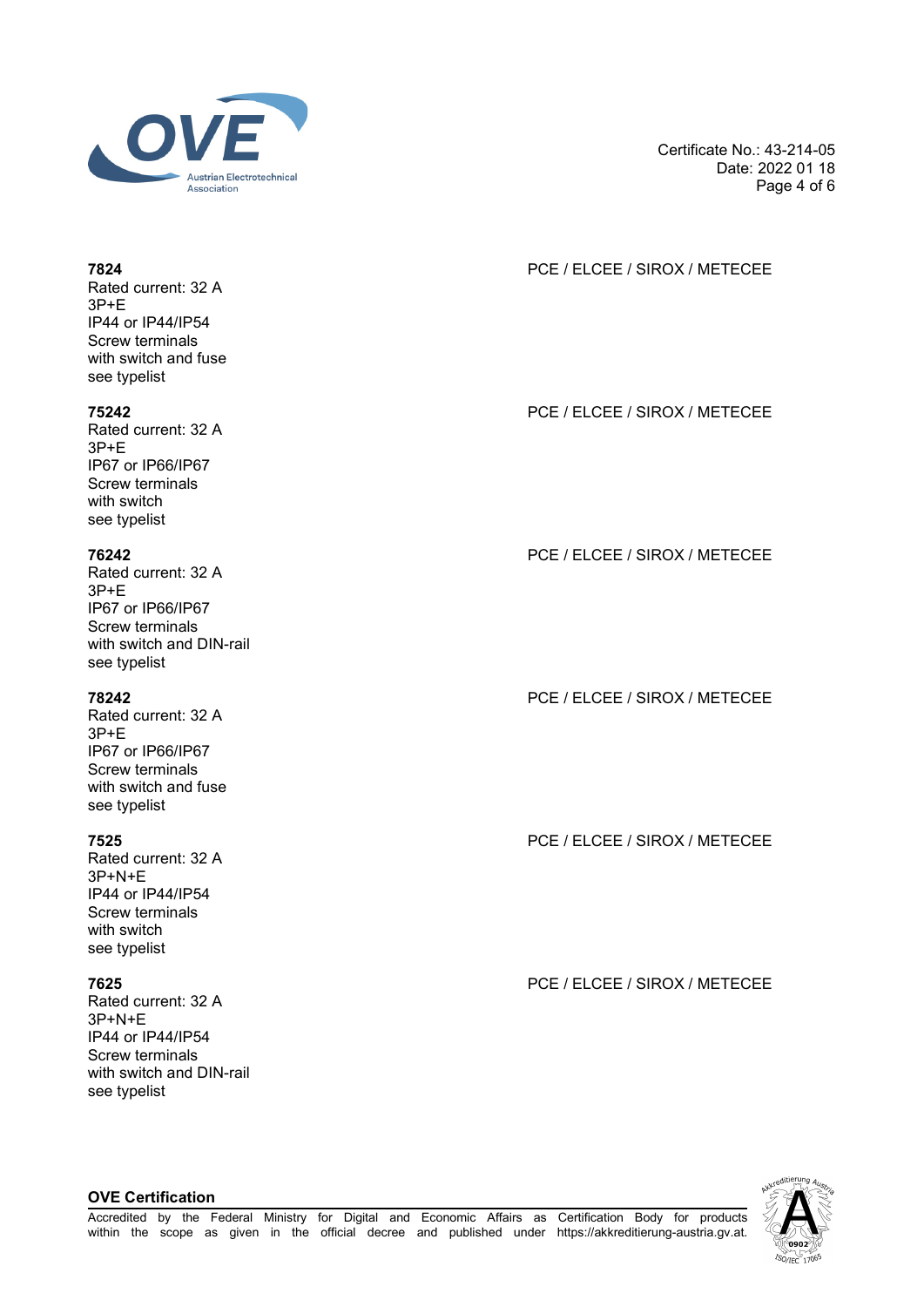**7824**
Rated current: 32 A
3P+E
IP44 or IP44/IP54
Screw terminals
with switch and fuse
see typelist

PCE / ELCEE / SIROX / METECEE

**75242**
Rated current: 32 A
3P+E
IP67 or IP66/IP67
Screw terminals
with switch
see typelist

PCE / ELCEE / SIROX / METECEE

**76242**
Rated current: 32 A
3P+E
IP67 or IP66/IP67
Screw terminals
with switch and DIN-rail
see typelist

PCE / ELCEE / SIROX / METECEE

**78242**
Rated current: 32 A
3P+E
IP67 or IP66/IP67
Screw terminals
with switch and fuse
see typelist

PCE / ELCEE / SIROX / METECEE

**7525**
Rated current: 32 A
3P+N+E
IP44 or IP44/IP54
Screw terminals
with switch
see typelist

PCE / ELCEE / SIROX / METECEE

**7625**
Rated current: 32 A
3P+N+E
IP44 or IP44/IP54
Screw terminals
with switch and DIN-rail
see typelist

PCE / ELCEE / SIROX / METECEE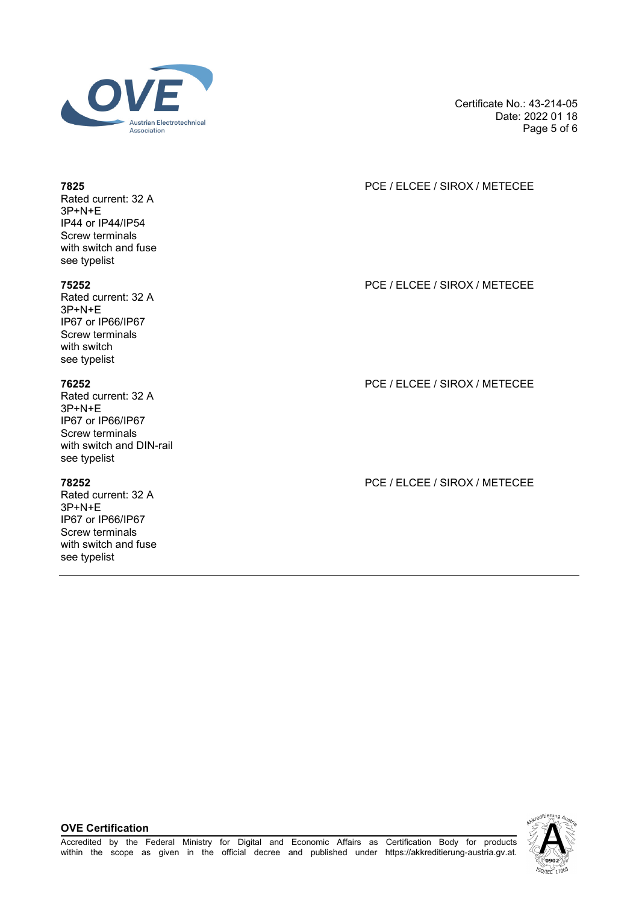**7825**
Rated current: 32 A
3P+N+E
IP44 or IP44/IP54
Screw terminals
with switch and fuse
see typelist

PCE / ELCEE / SIROX / METECEE

**75252**
Rated current: 32 A
3P+N+E
IP67 or IP66/IP67
Screw terminals
with switch
see typelist

PCE / ELCEE / SIROX / METECEE

**76252**
Rated current: 32 A
3P+N+E
IP67 or IP66/IP67
Screw terminals
with switch and DIN-rail
see typelist

PCE / ELCEE / SIROX / METECEE

**78252**
Rated current: 32 A
3P+N+E
IP67 or IP66/IP67
Screw terminals
with switch and fuse
see typelist

PCE / ELCEE / SIROX / METECEE

---

**OVE Certification**

Accredited by the Federal Ministry for Digital and Economic Affairs as Certification Body for products within the scope as given in the official decree and published under https://akkreditierung-austria.gv.at.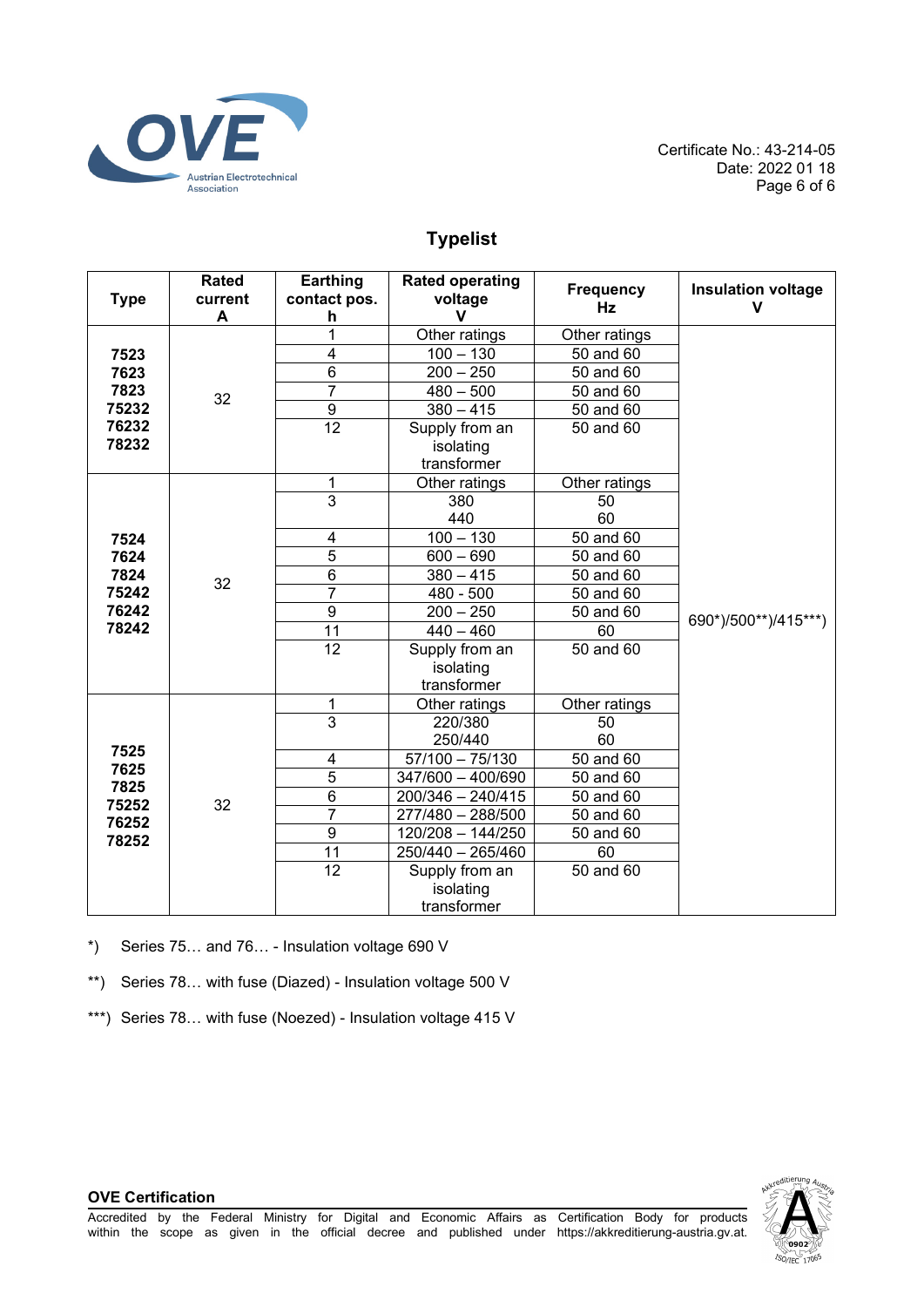## Typelist

| Type | Rated current A | Earthing contact pos. h | Rated operating voltage V | Frequency Hz | Insulation voltage V |
|---|---|---|---|---|---|
| 7523<br>7623<br>7823<br>75232<br>76232<br>78232 | 32 | 1 | Other ratings | Other ratings | 690*)/500**)/415***) |
| | | 4 | 100 – 130 | 50 and 60 | |
| | | 6 | 200 – 250 | 50 and 60 | |
| | | 7 | 480 – 500 | 50 and 60 | |
| | | 9 | 380 – 415 | 50 and 60 | |
| | | 12 | Supply from an isolating transformer | 50 and 60 | |
| 7524<br>7624<br>7824<br>75242<br>76242<br>78242 | 32 | 1 | Other ratings | Other ratings | |
| | | 3 | 380<br>440 | 50<br>60 | |
| | | 4 | 100 – 130 | 50 and 60 | |
| | | 5 | 600 – 690 | 50 and 60 | |
| | | 6 | 380 – 415 | 50 and 60 | |
| | | 7 | 480 - 500 | 50 and 60 | |
| | | 9 | 200 – 250 | 50 and 60 | |
| | | 11 | 440 – 460 | 60 | |
| | | 12 | Supply from an isolating transformer | 50 and 60 | |
| 7525<br>7625<br>7825<br>75252<br>76252<br>78252 | 32 | 1 | Other ratings | Other ratings | |
| | | 3 | 220/380<br>250/440 | 50<br>60 | |
| | | 4 | 57/100 – 75/130 | 50 and 60 | |
| | | 5 | 347/600 – 400/690 | 50 and 60 | |
| | | 6 | 200/346 – 240/415 | 50 and 60 | |
| | | 7 | 277/480 – 288/500 | 50 and 60 | |
| | | 9 | 120/208 – 144/250 | 50 and 60 | |
| | | 11 | 250/440 – 265/460 | 60 | |
| | | 12 | Supply from an isolating transformer | 50 and 60 | |

*) Series 75… and 76… - Insulation voltage 690 V

**) Series 78… with fuse (Diazed) - Insulation voltage 500 V

***) Series 78… with fuse (Noezed) - Insulation voltage 415 V

**OVE Certification**

Accredited by the Federal Ministry for Digital and Economic Affairs as Certification Body for products within the scope as given in the official decree and published under https://akkreditierung-austria.gv.at.